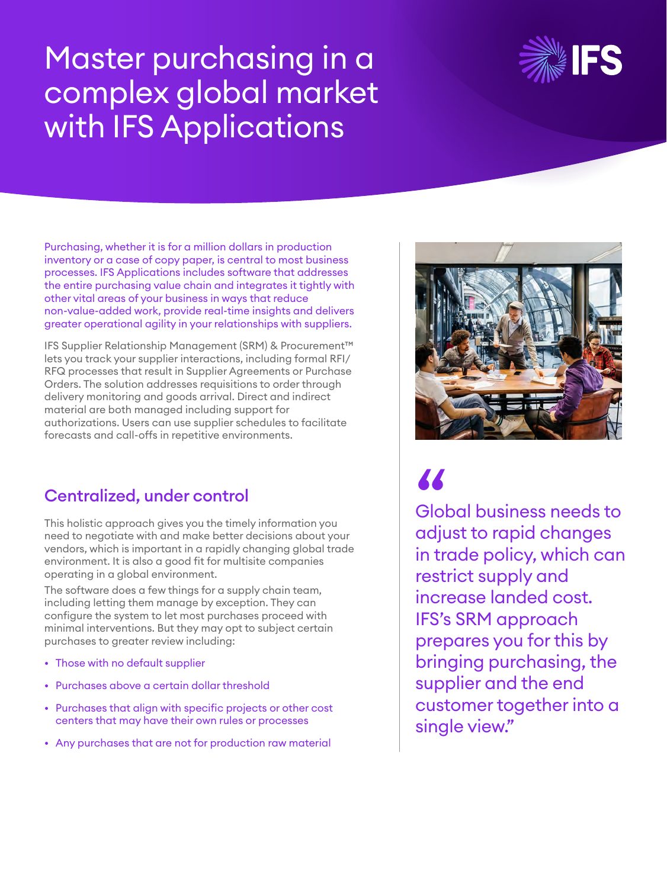# Master purchasing in a complex global market with IFS Applications

Purchasing, whether it is for a million dollars in production inventory or a case of copy paper, is central to most business processes. IFS Applications includes software that addresses the entire purchasing value chain and integrates it tightly with other vital areas of your business in ways that reduce non-value-added work, provide real-time insights and delivers greater operational agility in your relationships with suppliers.

IFS Supplier Relationship Management (SRM) & Procurement™ lets you track your supplier interactions, including formal RFI/RFQ processes that result in Supplier Agreements or Purchase Orders. The solution addresses requisitions to order through delivery monitoring and goods arrival. Direct and indirect material are both managed including support for authorizations. Users can use supplier schedules to facilitate forecasts and call-offs in repetitive environments.

## Centralized, under control

This holistic approach gives you the timely information you need to negotiate with and make better decisions about your vendors, which is important in a rapidly changing global trade environment. It is also a good fit for multisite companies operating in a global environment.

The software does a few things for a supply chain team, including letting them manage by exception. They can configure the system to let most purchases proceed with minimal interventions. But they may opt to subject certain purchases to greater review including:

- Those with no default supplier
- Purchases above a certain dollar threshold
- Purchases that align with specific projects or other cost centers that may have their own rules or processes
- Any purchases that are not for production raw material

> "Global business needs to adjust to rapid changes in trade policy, which can restrict supply and increase landed cost. IFS's SRM approach prepares you for this by bringing purchasing, the supplier and the end customer together into a single view."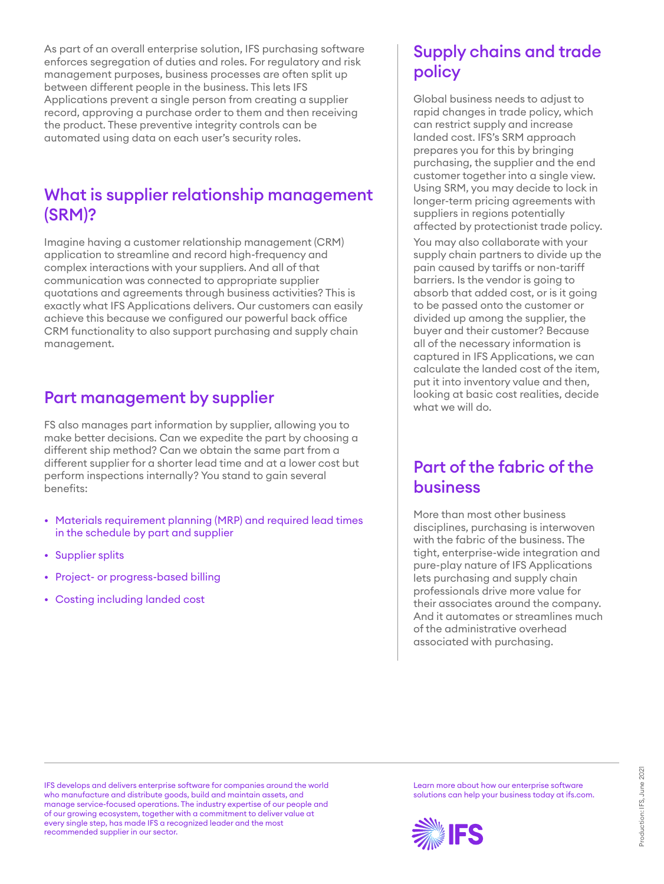As part of an overall enterprise solution, IFS purchasing software enforces segregation of duties and roles. For regulatory and risk management purposes, business processes are often split up between different people in the business. This lets IFS Applications prevent a single person from creating a supplier record, approving a purchase order to them and then receiving the product. These preventive integrity controls can be automated using data on each user's security roles.

## What is supplier relationship management (SRM)?

Imagine having a customer relationship management (CRM) application to streamline and record high-frequency and complex interactions with your suppliers. And all of that communication was connected to appropriate supplier quotations and agreements through business activities? This is exactly what IFS Applications delivers. Our customers can easily achieve this because we configured our powerful back office CRM functionality to also support purchasing and supply chain management.

## Part management by supplier

FS also manages part information by supplier, allowing you to make better decisions. Can we expedite the part by choosing a different ship method? Can we obtain the same part from a different supplier for a shorter lead time and at a lower cost but perform inspections internally? You stand to gain several benefits:

- Materials requirement planning (MRP) and required lead times in the schedule by part and supplier
- Supplier splits
- Project- or progress-based billing
- Costing including landed cost

## Supply chains and trade policy

Global business needs to adjust to rapid changes in trade policy, which can restrict supply and increase landed cost. IFS's SRM approach prepares you for this by bringing purchasing, the supplier and the end customer together into a single view. Using SRM, you may decide to lock in longer-term pricing agreements with suppliers in regions potentially affected by protectionist trade policy.

You may also collaborate with your supply chain partners to divide up the pain caused by tariffs or non-tariff barriers. Is the vendor is going to absorb that added cost, or is it going to be passed onto the customer or divided up among the supplier, the buyer and their customer? Because all of the necessary information is captured in IFS Applications, we can calculate the landed cost of the item, put it into inventory value and then, looking at basic cost realities, decide what we will do.

## Part of the fabric of the business

More than most other business disciplines, purchasing is interwoven with the fabric of the business. The tight, enterprise-wide integration and pure-play nature of IFS Applications lets purchasing and supply chain professionals drive more value for their associates around the company. And it automates or streamlines much of the administrative overhead associated with purchasing.

IFS develops and delivers enterprise software for companies around the world who manufacture and distribute goods, build and maintain assets, and manage service-focused operations. The industry expertise of our people and of our growing ecosystem, together with a commitment to deliver value at every single step, has made IFS a recognized leader and the most recommended supplier in our sector.

Learn more about how our enterprise software solutions can help your business today at ifs.com.

IFS

Production: IFS, June 2021